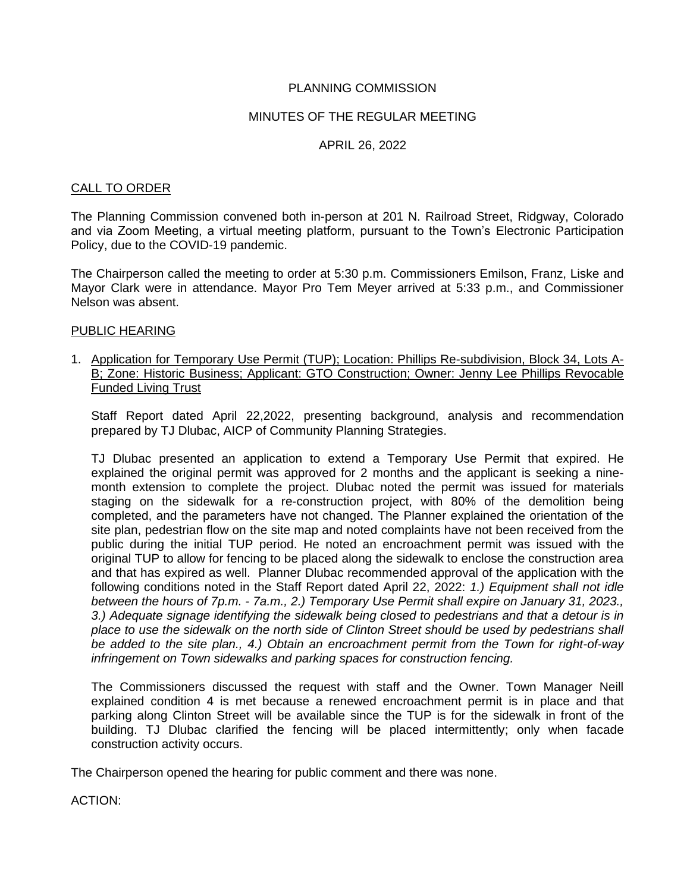# PLANNING COMMISSION

## MINUTES OF THE REGULAR MEETING

### APRIL 26, 2022

## CALL TO ORDER

The Planning Commission convened both in-person at 201 N. Railroad Street, Ridgway, Colorado and via Zoom Meeting, a virtual meeting platform, pursuant to the Town's Electronic Participation Policy, due to the COVID-19 pandemic.

The Chairperson called the meeting to order at 5:30 p.m. Commissioners Emilson, Franz, Liske and Mayor Clark were in attendance. Mayor Pro Tem Meyer arrived at 5:33 p.m., and Commissioner Nelson was absent.

## PUBLIC HEARING

1. Application for Temporary Use Permit (TUP); Location: Phillips Re-subdivision, Block 34, Lots A-B; Zone: Historic Business; Applicant: GTO Construction; Owner: Jenny Lee Phillips Revocable Funded Living Trust

   Staff Report dated April 22,2022, presenting background, analysis and recommendation prepared by TJ Dlubac, AICP of Community Planning Strategies.

   TJ Dlubac presented an application to extend a Temporary Use Permit that expired. He explained the original permit was approved for 2 months and the applicant is seeking a nine-month extension to complete the project. Dlubac noted the permit was issued for materials staging on the sidewalk for a re-construction project, with 80% of the demolition being completed, and the parameters have not changed. The Planner explained the orientation of the site plan, pedestrian flow on the site map and noted complaints have not been received from the public during the initial TUP period. He noted an encroachment permit was issued with the original TUP to allow for fencing to be placed along the sidewalk to enclose the construction area and that has expired as well. Planner Dlubac recommended approval of the application with the following conditions noted in the Staff Report dated April 22, 2022: *1.) Equipment shall not idle between the hours of 7p.m. - 7a.m., 2.) Temporary Use Permit shall expire on January 31, 2023., 3.) Adequate signage identifying the sidewalk being closed to pedestrians and that a detour is in place to use the sidewalk on the north side of Clinton Street should be used by pedestrians shall be added to the site plan., 4.) Obtain an encroachment permit from the Town for right-of-way infringement on Town sidewalks and parking spaces for construction fencing.*

   The Commissioners discussed the request with staff and the Owner. Town Manager Neill explained condition 4 is met because a renewed encroachment permit is in place and that parking along Clinton Street will be available since the TUP is for the sidewalk in front of the building. TJ Dlubac clarified the fencing will be placed intermittently; only when facade construction activity occurs.

The Chairperson opened the hearing for public comment and there was none.

ACTION: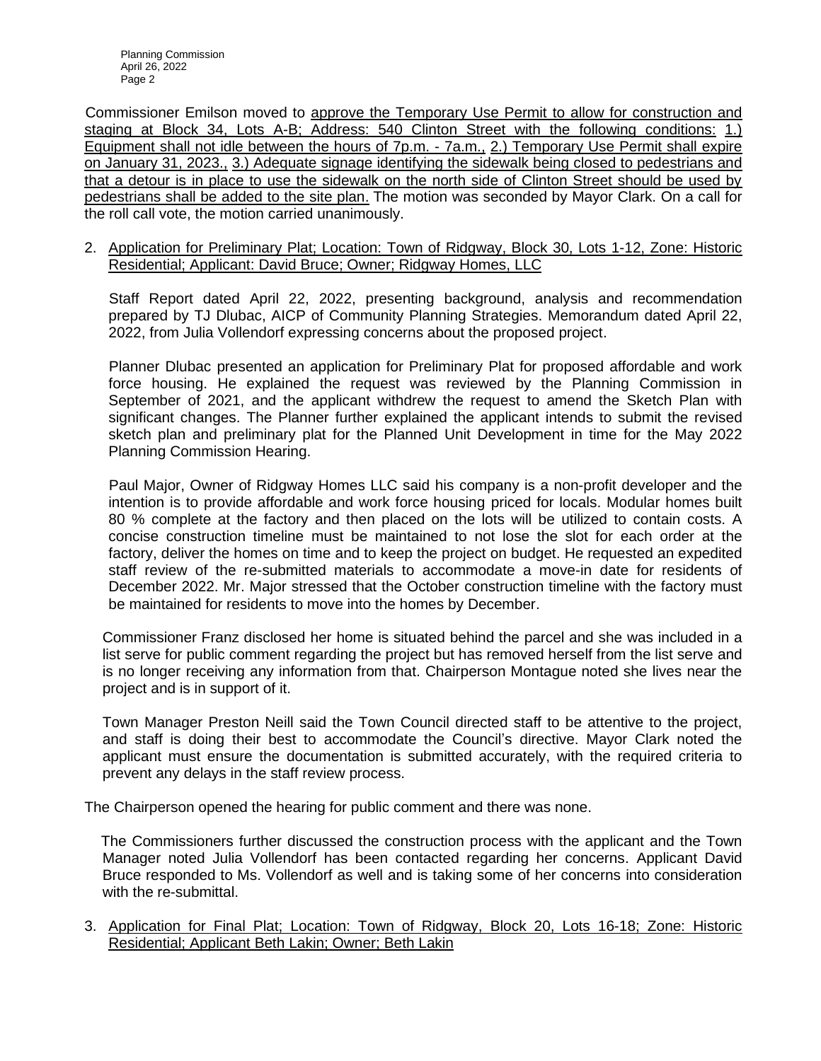Commissioner Emilson moved to <u>approve the Temporary Use Permit to allow for construction and staging at Block 34, Lots A-B; Address: 540 Clinton Street with the following conditions: 1.) Equipment shall not idle between the hours of 7p.m. - 7a.m., 2.) Temporary Use Permit shall expire on January 31, 2023., 3.) Adequate signage identifying the sidewalk being closed to pedestrians and that a detour is in place to use the sidewalk on the north side of Clinton Street should be used by pedestrians shall be added to the site plan.</u> The motion was seconded by Mayor Clark. On a call for the roll call vote, the motion carried unanimously.

2. <u>Application for Preliminary Plat; Location: Town of Ridgway, Block 30, Lots 1-12, Zone: Historic Residential; Applicant: David Bruce; Owner; Ridgway Homes, LLC</u>

   Staff Report dated April 22, 2022, presenting background, analysis and recommendation prepared by TJ Dlubac, AICP of Community Planning Strategies. Memorandum dated April 22, 2022, from Julia Vollendorf expressing concerns about the proposed project.

   Planner Dlubac presented an application for Preliminary Plat for proposed affordable and work force housing. He explained the request was reviewed by the Planning Commission in September of 2021, and the applicant withdrew the request to amend the Sketch Plan with significant changes. The Planner further explained the applicant intends to submit the revised sketch plan and preliminary plat for the Planned Unit Development in time for the May 2022 Planning Commission Hearing.

   Paul Major, Owner of Ridgway Homes LLC said his company is a non-profit developer and the intention is to provide affordable and work force housing priced for locals. Modular homes built 80 % complete at the factory and then placed on the lots will be utilized to contain costs. A concise construction timeline must be maintained to not lose the slot for each order at the factory, deliver the homes on time and to keep the project on budget. He requested an expedited staff review of the re-submitted materials to accommodate a move-in date for residents of December 2022. Mr. Major stressed that the October construction timeline with the factory must be maintained for residents to move into the homes by December.

   Commissioner Franz disclosed her home is situated behind the parcel and she was included in a list serve for public comment regarding the project but has removed herself from the list serve and is no longer receiving any information from that. Chairperson Montague noted she lives near the project and is in support of it.

   Town Manager Preston Neill said the Town Council directed staff to be attentive to the project, and staff is doing their best to accommodate the Council's directive. Mayor Clark noted the applicant must ensure the documentation is submitted accurately, with the required criteria to prevent any delays in the staff review process.

The Chairperson opened the hearing for public comment and there was none.

   The Commissioners further discussed the construction process with the applicant and the Town Manager noted Julia Vollendorf has been contacted regarding her concerns. Applicant David Bruce responded to Ms. Vollendorf as well and is taking some of her concerns into consideration with the re-submittal.

3. <u>Application for Final Plat; Location: Town of Ridgway, Block 20, Lots 16-18; Zone: Historic Residential; Applicant Beth Lakin; Owner; Beth Lakin</u>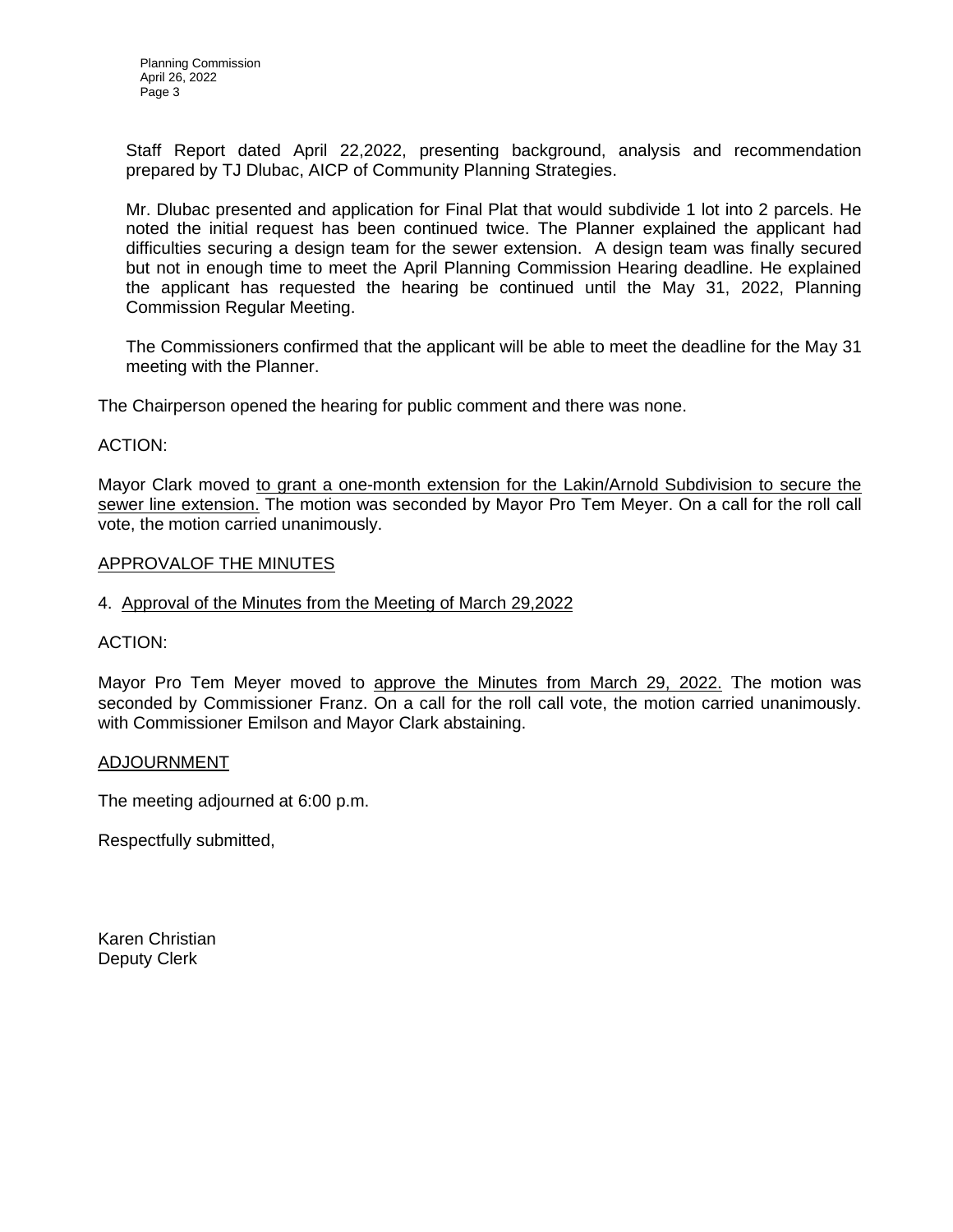Staff Report dated April 22,2022, presenting background, analysis and recommendation prepared by TJ Dlubac, AICP of Community Planning Strategies.

Mr. Dlubac presented and application for Final Plat that would subdivide 1 lot into 2 parcels. He noted the initial request has been continued twice. The Planner explained the applicant had difficulties securing a design team for the sewer extension. A design team was finally secured but not in enough time to meet the April Planning Commission Hearing deadline. He explained the applicant has requested the hearing be continued until the May 31, 2022, Planning Commission Regular Meeting.

The Commissioners confirmed that the applicant will be able to meet the deadline for the May 31 meeting with the Planner.

The Chairperson opened the hearing for public comment and there was none.

ACTION:

Mayor Clark moved <u>to grant a one-month extension for the Lakin/Arnold Subdivision to secure the sewer line extension.</u> The motion was seconded by Mayor Pro Tem Meyer. On a call for the roll call vote, the motion carried unanimously.

<u>APPROVALOF THE MINUTES</u>

4. <u>Approval of the Minutes from the Meeting of March 29,2022</u>

ACTION:

Mayor Pro Tem Meyer moved to <u>approve the Minutes from March 29, 2022.</u> The motion was seconded by Commissioner Franz. On a call for the roll call vote, the motion carried unanimously. with Commissioner Emilson and Mayor Clark abstaining.

<u>ADJOURNMENT</u>

The meeting adjourned at 6:00 p.m.

Respectfully submitted,

Karen Christian
Deputy Clerk